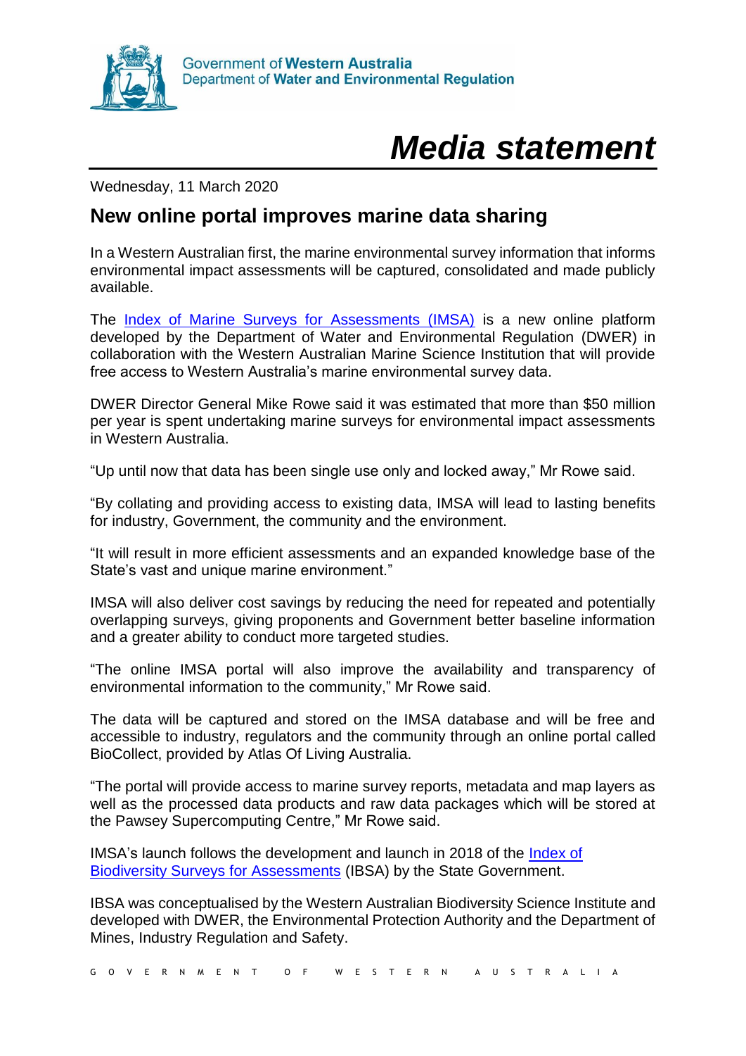Government of **Western Australia**
Department of **Water and Environmental Regulation**

# *Media statement*

Wednesday, 11 March 2020

## New online portal improves marine data sharing

In a Western Australian first, the marine environmental survey information that informs environmental impact assessments will be captured, consolidated and made publicly available.

The Index of Marine Surveys for Assessments (IMSA) is a new online platform developed by the Department of Water and Environmental Regulation (DWER) in collaboration with the Western Australian Marine Science Institution that will provide free access to Western Australia's marine environmental survey data.

DWER Director General Mike Rowe said it was estimated that more than $50 million per year is spent undertaking marine surveys for environmental impact assessments in Western Australia.

"Up until now that data has been single use only and locked away," Mr Rowe said.

"By collating and providing access to existing data, IMSA will lead to lasting benefits for industry, Government, the community and the environment.

"It will result in more efficient assessments and an expanded knowledge base of the State's vast and unique marine environment."

IMSA will also deliver cost savings by reducing the need for repeated and potentially overlapping surveys, giving proponents and Government better baseline information and a greater ability to conduct more targeted studies.

"The online IMSA portal will also improve the availability and transparency of environmental information to the community," Mr Rowe said.

The data will be captured and stored on the IMSA database and will be free and accessible to industry, regulators and the community through an online portal called BioCollect, provided by Atlas Of Living Australia.

"The portal will provide access to marine survey reports, metadata and map layers as well as the processed data products and raw data packages which will be stored at the Pawsey Supercomputing Centre," Mr Rowe said.

IMSA's launch follows the development and launch in 2018 of the Index of Biodiversity Surveys for Assessments (IBSA) by the State Government.

IBSA was conceptualised by the Western Australian Biodiversity Science Institute and developed with DWER, the Environmental Protection Authority and the Department of Mines, Industry Regulation and Safety.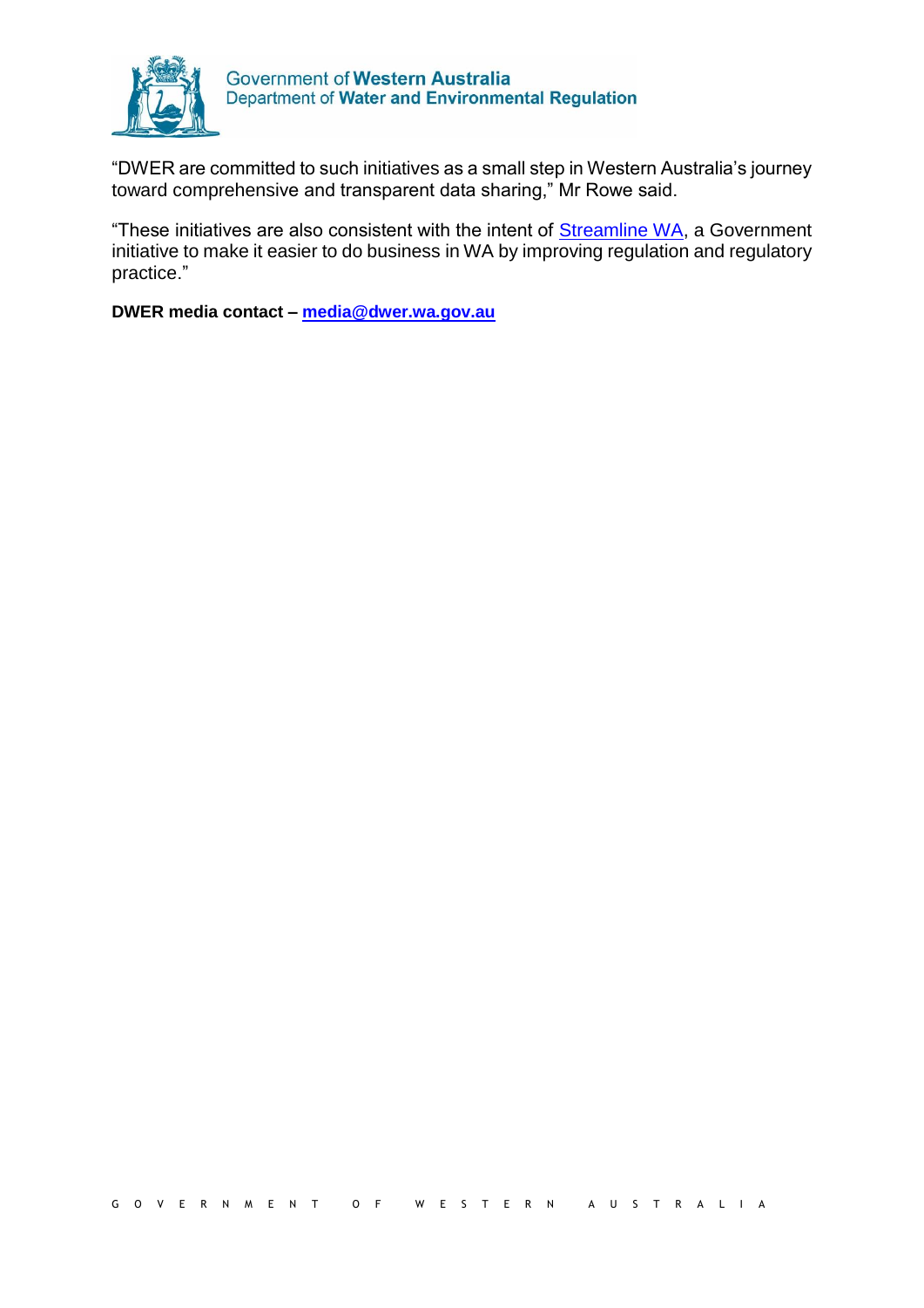"DWER are committed to such initiatives as a small step in Western Australia's journey toward comprehensive and transparent data sharing," Mr Rowe said.

"These initiatives are also consistent with the intent of [Streamline WA](), a Government initiative to make it easier to do business in WA by improving regulation and regulatory practice."

**DWER media contact – [media@dwer.wa.gov.au](mailto:media@dwer.wa.gov.au)**